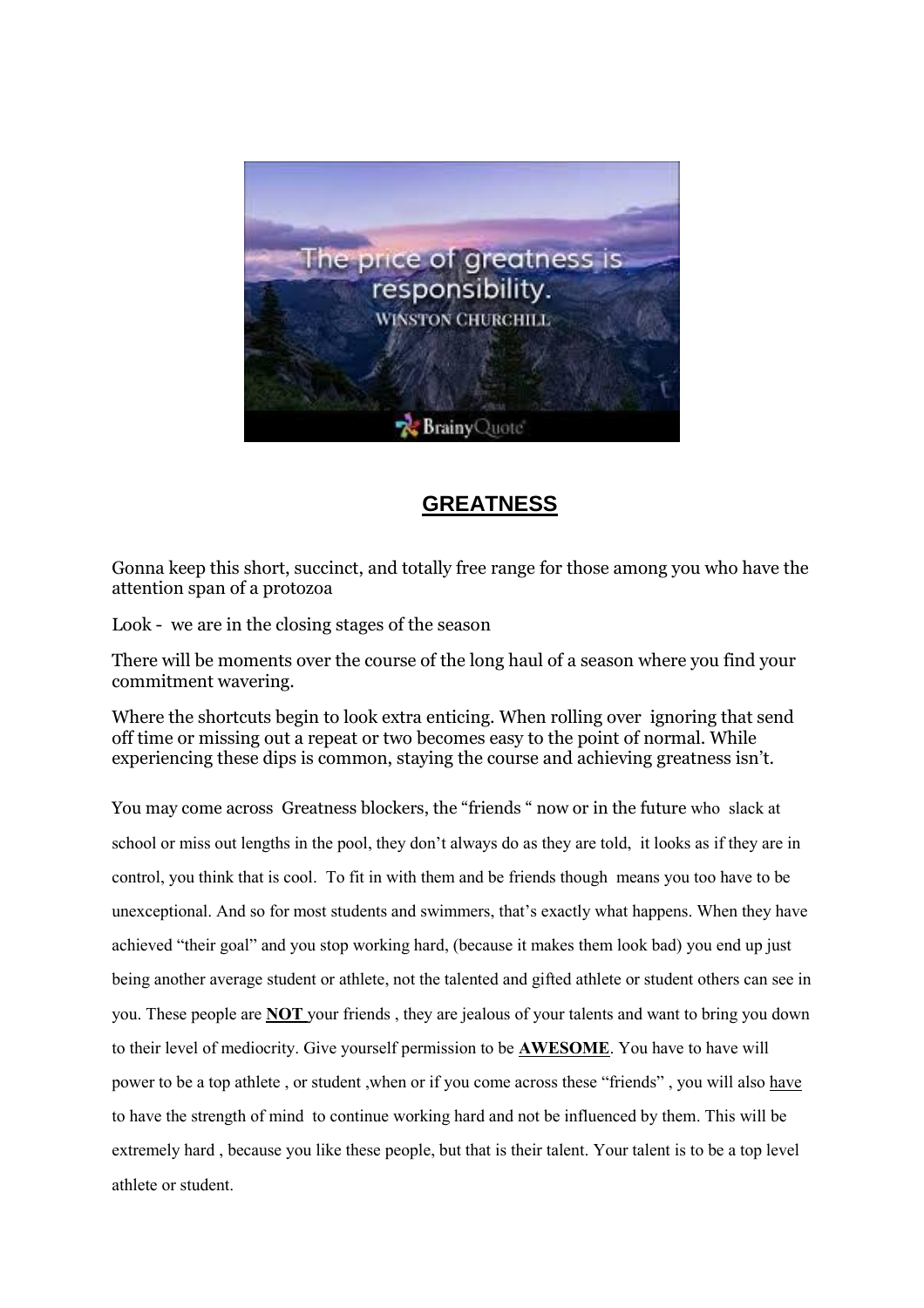## GREATNESS

Gonna keep this short, succinct, and totally free range for those among you who have the attention span of a protozoa

Look - we are in the closing stages of the season

There will be moments over the course of the long haul of a season where you find your commitment wavering.

Where the shortcuts begin to look extra enticing. When rolling over ignoring that send off time or missing out a repeat or two becomes easy to the point of normal. While experiencing these dips is common, staying the course and achieving greatness isn't.

You may come across Greatness blockers, the "friends " now or in the future who slack at school or miss out lengths in the pool, they don't always do as they are told, it looks as if they are in control, you think that is cool. To fit in with them and be friends though means you too have to be unexceptional. And so for most students and swimmers, that's exactly what happens. When they have achieved "their goal" and you stop working hard, (because it makes them look bad) you end up just being another average student or athlete, not the talented and gifted athlete or student others can see in you. These people are **NOT** your friends , they are jealous of your talents and want to bring you down to their level of mediocrity. Give yourself permission to be **AWESOME**. You have to have will power to be a top athlete , or student ,when or if you come across these "friends" , you will also have to have the strength of mind to continue working hard and not be influenced by them. This will be extremely hard , because you like these people, but that is their talent. Your talent is to be a top level athlete or student.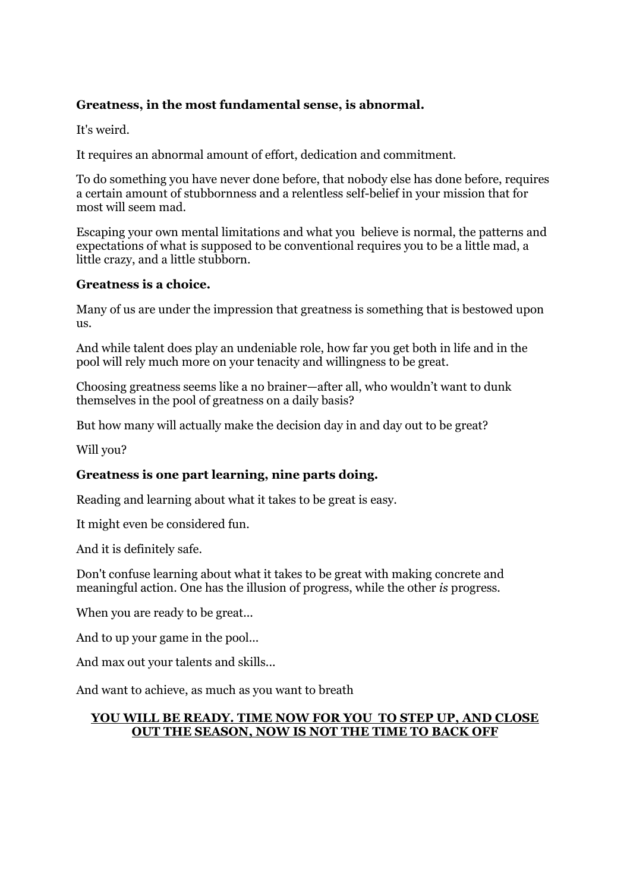**Greatness, in the most fundamental sense, is abnormal.**

It's weird.

It requires an abnormal amount of effort, dedication and commitment.

To do something you have never done before, that nobody else has done before, requires a certain amount of stubbornness and a relentless self-belief in your mission that for most will seem mad.

Escaping your own mental limitations and what you  believe is normal, the patterns and expectations of what is supposed to be conventional requires you to be a little mad, a little crazy, and a little stubborn.

**Greatness is a choice.**

Many of us are under the impression that greatness is something that is bestowed upon us.

And while talent does play an undeniable role, how far you get both in life and in the pool will rely much more on your tenacity and willingness to be great.

Choosing greatness seems like a no brainer—after all, who wouldn't want to dunk themselves in the pool of greatness on a daily basis?

But how many will actually make the decision day in and day out to be great?

Will you?

**Greatness is one part learning, nine parts doing.**

Reading and learning about what it takes to be great is easy.

It might even be considered fun.

And it is definitely safe.

Don't confuse learning about what it takes to be great with making concrete and meaningful action. One has the illusion of progress, while the other *is* progress.

When you are ready to be great...

And to up your game in the pool...

And max out your talents and skills...

And want to achieve, as much as you want to breath

<u>**YOU WILL BE READY. TIME NOW FOR YOU  TO STEP UP, AND CLOSE OUT THE SEASON, NOW IS NOT THE TIME TO BACK OFF**</u>